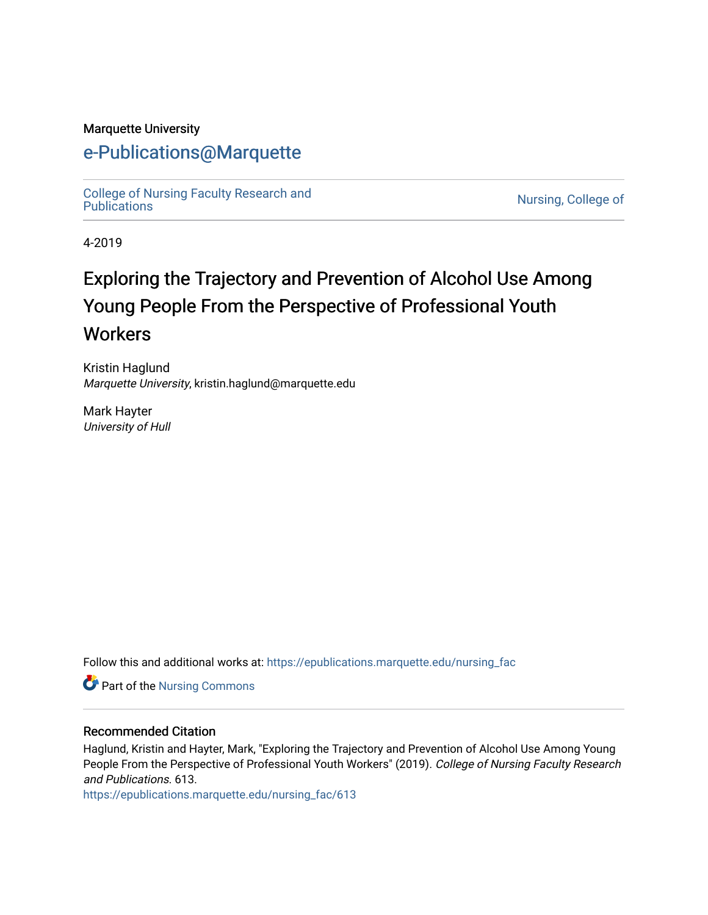Marquette University

# e-Publications@Marquette

College of Nursing Faculty Research and Publications

Nursing, College of

4-2019

# Exploring the Trajectory and Prevention of Alcohol Use Among Young People From the Perspective of Professional Youth Workers

Kristin Haglund
*Marquette University*, kristin.haglund@marquette.edu

Mark Hayter
*University of Hull*

Follow this and additional works at: https://epublications.marquette.edu/nursing_fac

Part of the Nursing Commons

## Recommended Citation

Haglund, Kristin and Hayter, Mark, "Exploring the Trajectory and Prevention of Alcohol Use Among Young People From the Perspective of Professional Youth Workers" (2019). *College of Nursing Faculty Research and Publications*. 613.
https://epublications.marquette.edu/nursing_fac/613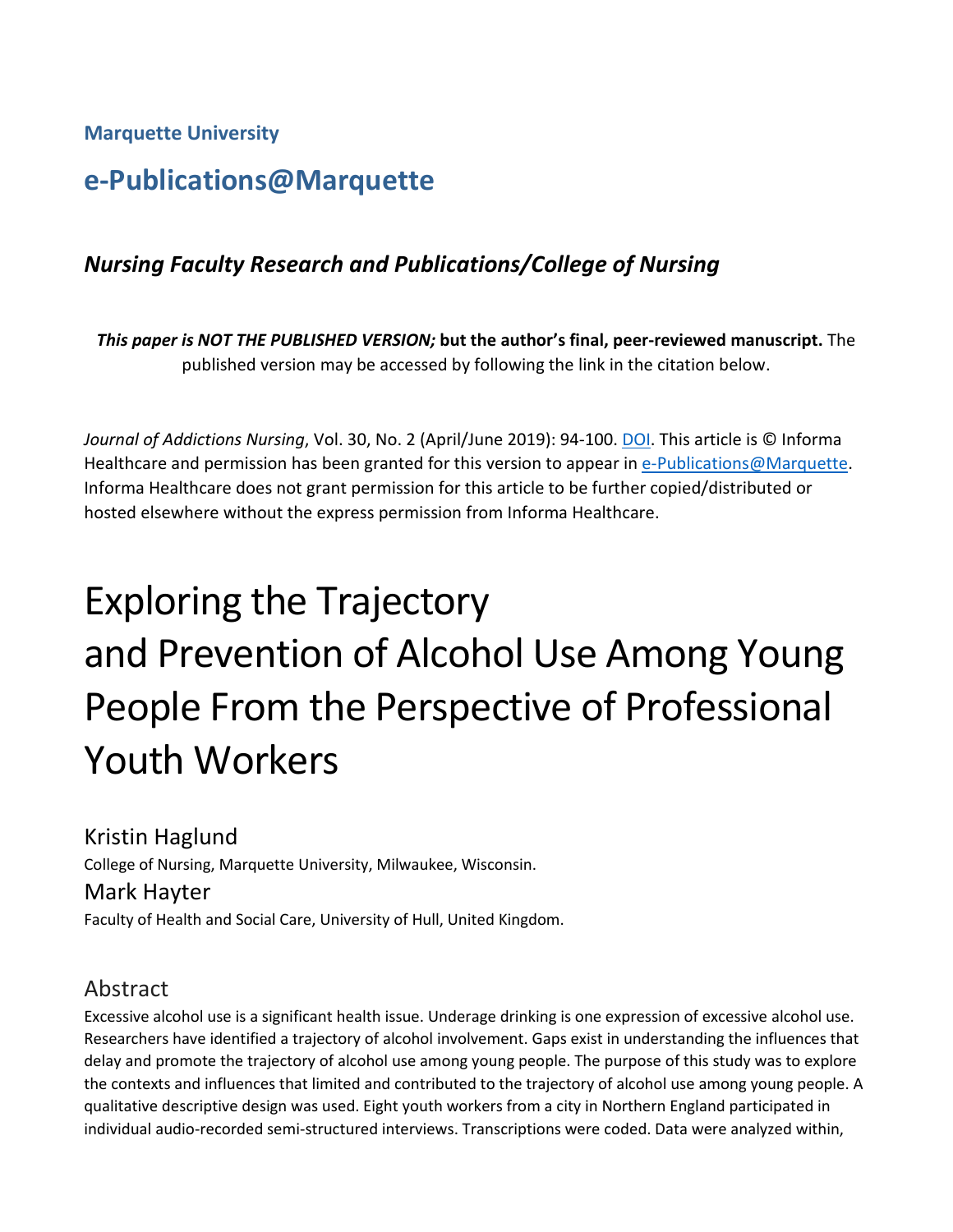**Marquette University**

## e-Publications@Marquette

### *Nursing Faculty Research and Publications/College of Nursing*

***This paper is NOT THE PUBLISHED VERSION;* but the author's final, peer-reviewed manuscript.** The published version may be accessed by following the link in the citation below.

*Journal of Addictions Nursing*, Vol. 30, No. 2 (April/June 2019): 94-100. DOI. This article is © Informa Healthcare and permission has been granted for this version to appear in e-Publications@Marquette. Informa Healthcare does not grant permission for this article to be further copied/distributed or hosted elsewhere without the express permission from Informa Healthcare.

# Exploring the Trajectory and Prevention of Alcohol Use Among Young People From the Perspective of Professional Youth Workers

Kristin Haglund
College of Nursing, Marquette University, Milwaukee, Wisconsin.

Mark Hayter
Faculty of Health and Social Care, University of Hull, United Kingdom.

## Abstract

Excessive alcohol use is a significant health issue. Underage drinking is one expression of excessive alcohol use. Researchers have identified a trajectory of alcohol involvement. Gaps exist in understanding the influences that delay and promote the trajectory of alcohol use among young people. The purpose of this study was to explore the contexts and influences that limited and contributed to the trajectory of alcohol use among young people. A qualitative descriptive design was used. Eight youth workers from a city in Northern England participated in individual audio-recorded semi-structured interviews. Transcriptions were coded. Data were analyzed within,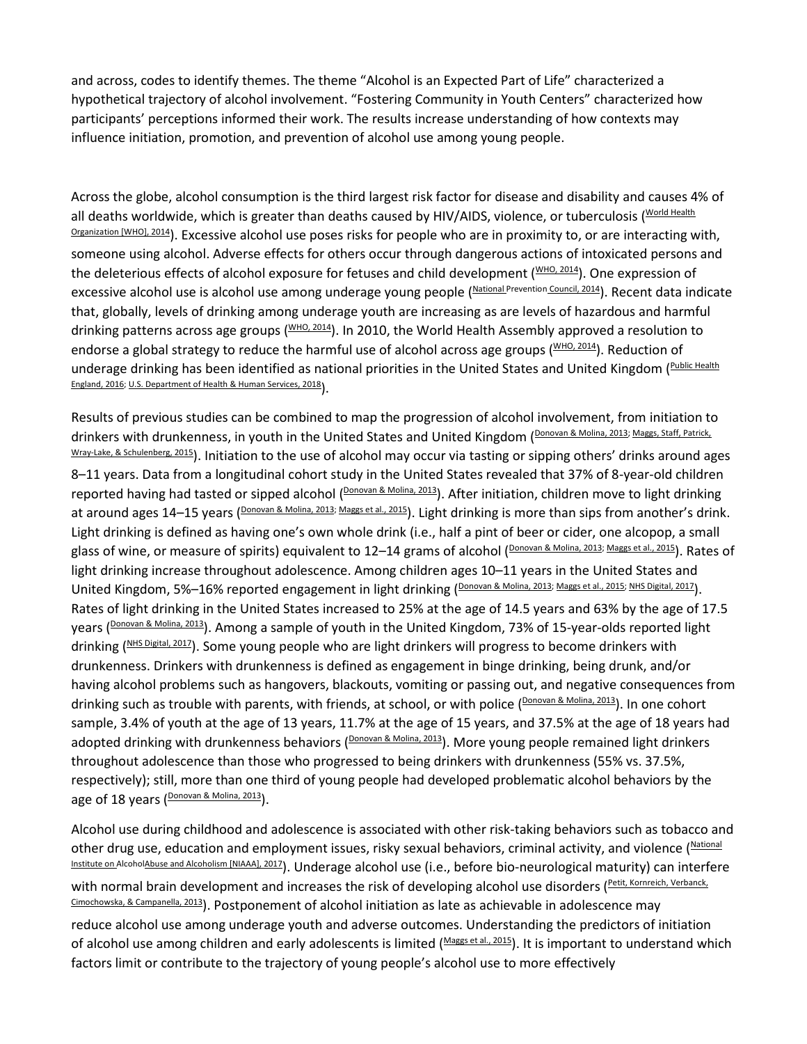and across, codes to identify themes. The theme “Alcohol is an Expected Part of Life” characterized a hypothetical trajectory of alcohol involvement. “Fostering Community in Youth Centers” characterized how participants’ perceptions informed their work. The results increase understanding of how contexts may influence initiation, promotion, and prevention of alcohol use among young people.

Across the globe, alcohol consumption is the third largest risk factor for disease and disability and causes 4% of all deaths worldwide, which is greater than deaths caused by HIV/AIDS, violence, or tuberculosis (World Health Organization [WHO], 2014). Excessive alcohol use poses risks for people who are in proximity to, or are interacting with, someone using alcohol. Adverse effects for others occur through dangerous actions of intoxicated persons and the deleterious effects of alcohol exposure for fetuses and child development (WHO, 2014). One expression of excessive alcohol use is alcohol use among underage young people (National Prevention Council, 2014). Recent data indicate that, globally, levels of drinking among underage youth are increasing as are levels of hazardous and harmful drinking patterns across age groups (WHO, 2014). In 2010, the World Health Assembly approved a resolution to endorse a global strategy to reduce the harmful use of alcohol across age groups (WHO, 2014). Reduction of underage drinking has been identified as national priorities in the United States and United Kingdom (Public Health England, 2016; U.S. Department of Health & Human Services, 2018).

Results of previous studies can be combined to map the progression of alcohol involvement, from initiation to drinkers with drunkenness, in youth in the United States and United Kingdom (Donovan & Molina, 2013; Maggs, Staff, Patrick, Wray-Lake, & Schulenberg, 2015). Initiation to the use of alcohol may occur via tasting or sipping others’ drinks around ages 8–11 years. Data from a longitudinal cohort study in the United States revealed that 37% of 8-year-old children reported having had tasted or sipped alcohol (Donovan & Molina, 2013). After initiation, children move to light drinking at around ages 14–15 years (Donovan & Molina, 2013; Maggs et al., 2015). Light drinking is more than sips from another’s drink. Light drinking is defined as having one’s own whole drink (i.e., half a pint of beer or cider, one alcopop, a small glass of wine, or measure of spirits) equivalent to 12–14 grams of alcohol (Donovan & Molina, 2013; Maggs et al., 2015). Rates of light drinking increase throughout adolescence. Among children ages 10–11 years in the United States and United Kingdom, 5%–16% reported engagement in light drinking (Donovan & Molina, 2013; Maggs et al., 2015; NHS Digital, 2017). Rates of light drinking in the United States increased to 25% at the age of 14.5 years and 63% by the age of 17.5 years (Donovan & Molina, 2013). Among a sample of youth in the United Kingdom, 73% of 15-year-olds reported light drinking (NHS Digital, 2017). Some young people who are light drinkers will progress to become drinkers with drunkenness. Drinkers with drunkenness is defined as engagement in binge drinking, being drunk, and/or having alcohol problems such as hangovers, blackouts, vomiting or passing out, and negative consequences from drinking such as trouble with parents, with friends, at school, or with police (Donovan & Molina, 2013). In one cohort sample, 3.4% of youth at the age of 13 years, 11.7% at the age of 15 years, and 37.5% at the age of 18 years had adopted drinking with drunkenness behaviors (Donovan & Molina, 2013). More young people remained light drinkers throughout adolescence than those who progressed to being drinkers with drunkenness (55% vs. 37.5%, respectively); still, more than one third of young people had developed problematic alcohol behaviors by the age of 18 years (Donovan & Molina, 2013).

Alcohol use during childhood and adolescence is associated with other risk-taking behaviors such as tobacco and other drug use, education and employment issues, risky sexual behaviors, criminal activity, and violence (National Institute on Alcohol Abuse and Alcoholism [NIAAA], 2017). Underage alcohol use (i.e., before bio-neurological maturity) can interfere with normal brain development and increases the risk of developing alcohol use disorders (Petit, Kornreich, Verbanck, Cimochowska, & Campanella, 2013). Postponement of alcohol initiation as late as achievable in adolescence may reduce alcohol use among underage youth and adverse outcomes. Understanding the predictors of initiation of alcohol use among children and early adolescents is limited (Maggs et al., 2015). It is important to understand which factors limit or contribute to the trajectory of young people’s alcohol use to more effectively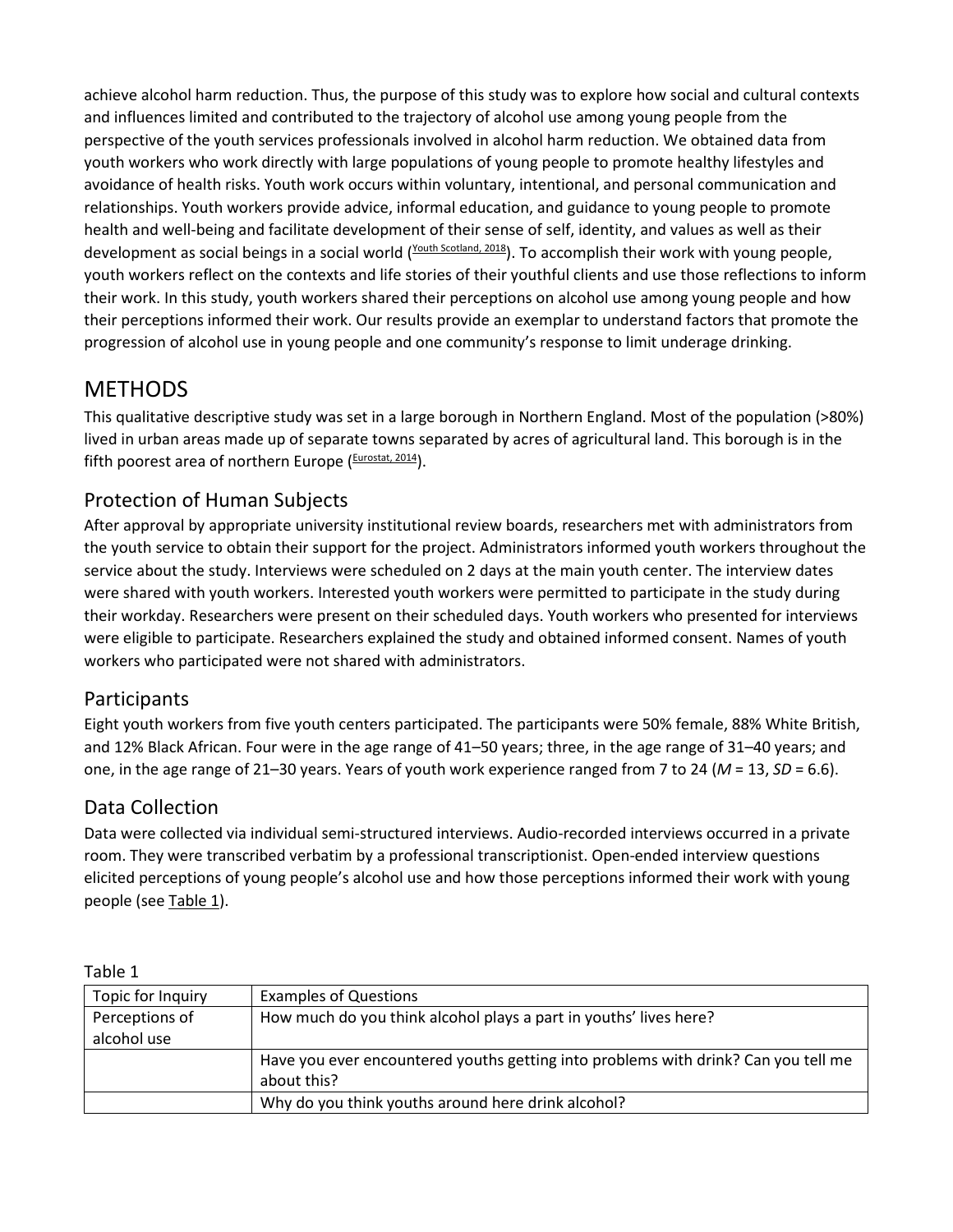achieve alcohol harm reduction. Thus, the purpose of this study was to explore how social and cultural contexts and influences limited and contributed to the trajectory of alcohol use among young people from the perspective of the youth services professionals involved in alcohol harm reduction. We obtained data from youth workers who work directly with large populations of young people to promote healthy lifestyles and avoidance of health risks. Youth work occurs within voluntary, intentional, and personal communication and relationships. Youth workers provide advice, informal education, and guidance to young people to promote health and well-being and facilitate development of their sense of self, identity, and values as well as their development as social beings in a social world (Youth Scotland, 2018). To accomplish their work with young people, youth workers reflect on the contexts and life stories of their youthful clients and use those reflections to inform their work. In this study, youth workers shared their perceptions on alcohol use among young people and how their perceptions informed their work. Our results provide an exemplar to understand factors that promote the progression of alcohol use in young people and one community's response to limit underage drinking.

# METHODS

This qualitative descriptive study was set in a large borough in Northern England. Most of the population (>80%) lived in urban areas made up of separate towns separated by acres of agricultural land. This borough is in the fifth poorest area of northern Europe (Eurostat, 2014).

## Protection of Human Subjects

After approval by appropriate university institutional review boards, researchers met with administrators from the youth service to obtain their support for the project. Administrators informed youth workers throughout the service about the study. Interviews were scheduled on 2 days at the main youth center. The interview dates were shared with youth workers. Interested youth workers were permitted to participate in the study during their workday. Researchers were present on their scheduled days. Youth workers who presented for interviews were eligible to participate. Researchers explained the study and obtained informed consent. Names of youth workers who participated were not shared with administrators.

## Participants

Eight youth workers from five youth centers participated. The participants were 50% female, 88% White British, and 12% Black African. Four were in the age range of 41–50 years; three, in the age range of 31–40 years; and one, in the age range of 21–30 years. Years of youth work experience ranged from 7 to 24 (*M* = 13, *SD* = 6.6).

## Data Collection

Data were collected via individual semi-structured interviews. Audio-recorded interviews occurred in a private room. They were transcribed verbatim by a professional transcriptionist. Open-ended interview questions elicited perceptions of young people's alcohol use and how those perceptions informed their work with young people (see Table 1).

Table 1

| Topic for Inquiry | Examples of Questions |
|---|---|
| Perceptions of alcohol use | How much do you think alcohol plays a part in youths' lives here? |
| | Have you ever encountered youths getting into problems with drink? Can you tell me about this? |
| | Why do you think youths around here drink alcohol? |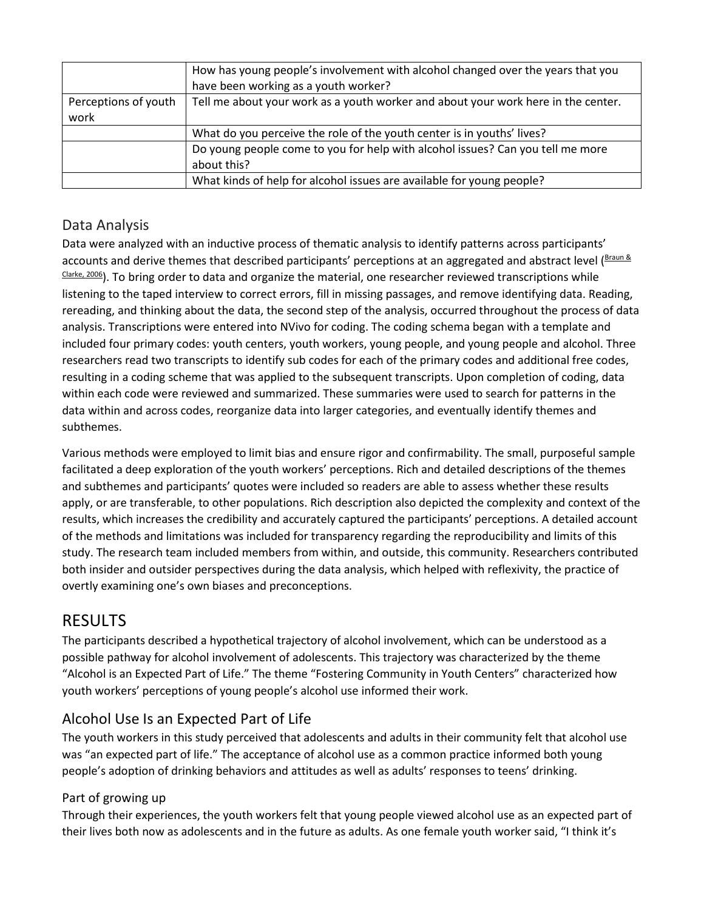| | |
|---|---|
| | How has young people's involvement with alcohol changed over the years that you have been working as a youth worker? |
| Perceptions of youth work | Tell me about your work as a youth worker and about your work here in the center. |
| | What do you perceive the role of the youth center is in youths' lives? |
| | Do young people come to you for help with alcohol issues? Can you tell me more about this? |
| | What kinds of help for alcohol issues are available for young people? |

## Data Analysis

Data were analyzed with an inductive process of thematic analysis to identify patterns across participants' accounts and derive themes that described participants' perceptions at an aggregated and abstract level (Braun & Clarke, 2006). To bring order to data and organize the material, one researcher reviewed transcriptions while listening to the taped interview to correct errors, fill in missing passages, and remove identifying data. Reading, rereading, and thinking about the data, the second step of the analysis, occurred throughout the process of data analysis. Transcriptions were entered into NVivo for coding. The coding schema began with a template and included four primary codes: youth centers, youth workers, young people, and young people and alcohol. Three researchers read two transcripts to identify sub codes for each of the primary codes and additional free codes, resulting in a coding scheme that was applied to the subsequent transcripts. Upon completion of coding, data within each code were reviewed and summarized. These summaries were used to search for patterns in the data within and across codes, reorganize data into larger categories, and eventually identify themes and subthemes.

Various methods were employed to limit bias and ensure rigor and confirmability. The small, purposeful sample facilitated a deep exploration of the youth workers' perceptions. Rich and detailed descriptions of the themes and subthemes and participants' quotes were included so readers are able to assess whether these results apply, or are transferable, to other populations. Rich description also depicted the complexity and context of the results, which increases the credibility and accurately captured the participants' perceptions. A detailed account of the methods and limitations was included for transparency regarding the reproducibility and limits of this study. The research team included members from within, and outside, this community. Researchers contributed both insider and outsider perspectives during the data analysis, which helped with reflexivity, the practice of overtly examining one's own biases and preconceptions.

# RESULTS

The participants described a hypothetical trajectory of alcohol involvement, which can be understood as a possible pathway for alcohol involvement of adolescents. This trajectory was characterized by the theme "Alcohol is an Expected Part of Life." The theme "Fostering Community in Youth Centers" characterized how youth workers' perceptions of young people's alcohol use informed their work.

## Alcohol Use Is an Expected Part of Life

The youth workers in this study perceived that adolescents and adults in their community felt that alcohol use was "an expected part of life." The acceptance of alcohol use as a common practice informed both young people's adoption of drinking behaviors and attitudes as well as adults' responses to teens' drinking.

### Part of growing up

Through their experiences, the youth workers felt that young people viewed alcohol use as an expected part of their lives both now as adolescents and in the future as adults. As one female youth worker said, "I think it's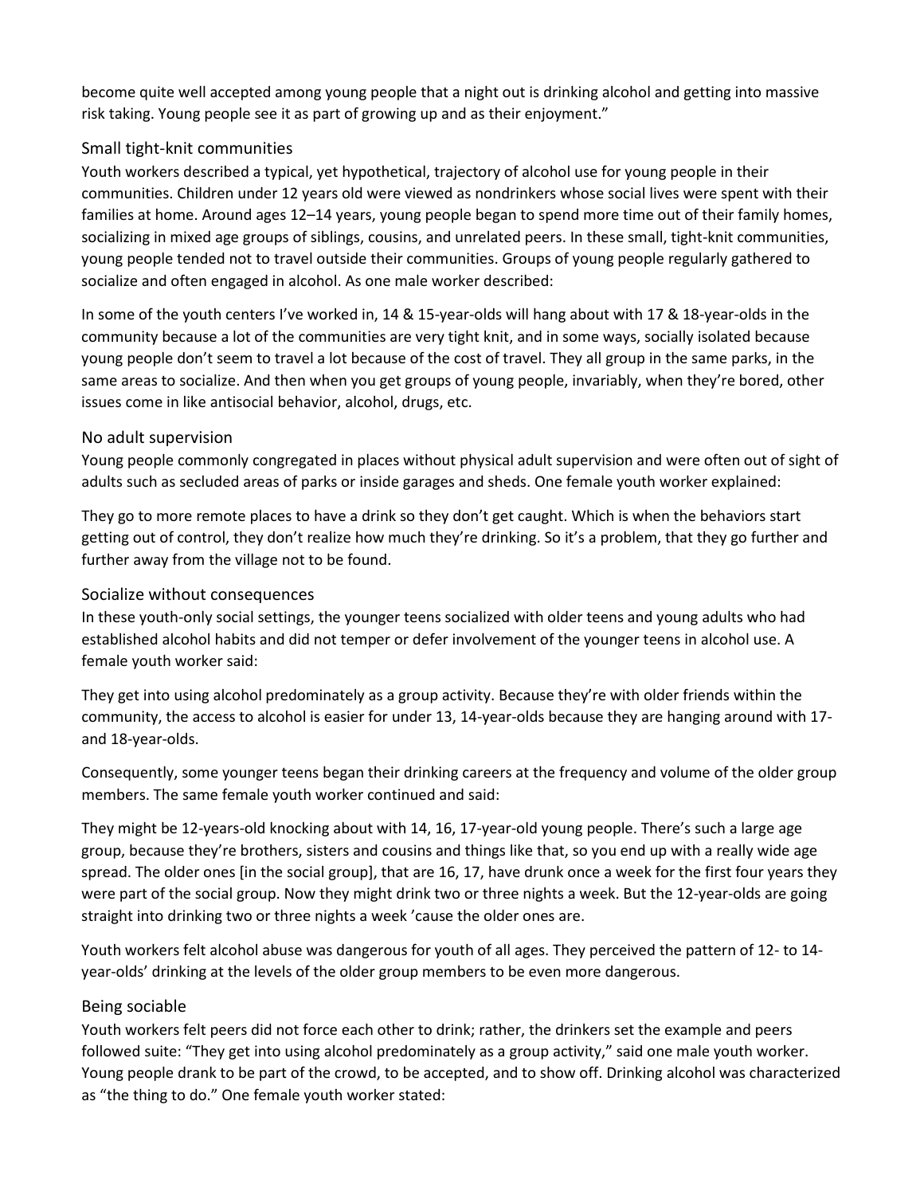become quite well accepted among young people that a night out is drinking alcohol and getting into massive risk taking. Young people see it as part of growing up and as their enjoyment."

### Small tight-knit communities

Youth workers described a typical, yet hypothetical, trajectory of alcohol use for young people in their communities. Children under 12 years old were viewed as nondrinkers whose social lives were spent with their families at home. Around ages 12–14 years, young people began to spend more time out of their family homes, socializing in mixed age groups of siblings, cousins, and unrelated peers. In these small, tight-knit communities, young people tended not to travel outside their communities. Groups of young people regularly gathered to socialize and often engaged in alcohol. As one male worker described:

In some of the youth centers I've worked in, 14 & 15-year-olds will hang about with 17 & 18-year-olds in the community because a lot of the communities are very tight knit, and in some ways, socially isolated because young people don't seem to travel a lot because of the cost of travel. They all group in the same parks, in the same areas to socialize. And then when you get groups of young people, invariably, when they're bored, other issues come in like antisocial behavior, alcohol, drugs, etc.

### No adult supervision

Young people commonly congregated in places without physical adult supervision and were often out of sight of adults such as secluded areas of parks or inside garages and sheds. One female youth worker explained:

They go to more remote places to have a drink so they don't get caught. Which is when the behaviors start getting out of control, they don't realize how much they're drinking. So it's a problem, that they go further and further away from the village not to be found.

### Socialize without consequences

In these youth-only social settings, the younger teens socialized with older teens and young adults who had established alcohol habits and did not temper or defer involvement of the younger teens in alcohol use. A female youth worker said:

They get into using alcohol predominately as a group activity. Because they're with older friends within the community, the access to alcohol is easier for under 13, 14-year-olds because they are hanging around with 17- and 18-year-olds.

Consequently, some younger teens began their drinking careers at the frequency and volume of the older group members. The same female youth worker continued and said:

They might be 12-years-old knocking about with 14, 16, 17-year-old young people. There's such a large age group, because they're brothers, sisters and cousins and things like that, so you end up with a really wide age spread. The older ones [in the social group], that are 16, 17, have drunk once a week for the first four years they were part of the social group. Now they might drink two or three nights a week. But the 12-year-olds are going straight into drinking two or three nights a week 'cause the older ones are.

Youth workers felt alcohol abuse was dangerous for youth of all ages. They perceived the pattern of 12- to 14-year-olds' drinking at the levels of the older group members to be even more dangerous.

### Being sociable

Youth workers felt peers did not force each other to drink; rather, the drinkers set the example and peers followed suite: "They get into using alcohol predominately as a group activity," said one male youth worker. Young people drank to be part of the crowd, to be accepted, and to show off. Drinking alcohol was characterized as "the thing to do." One female youth worker stated: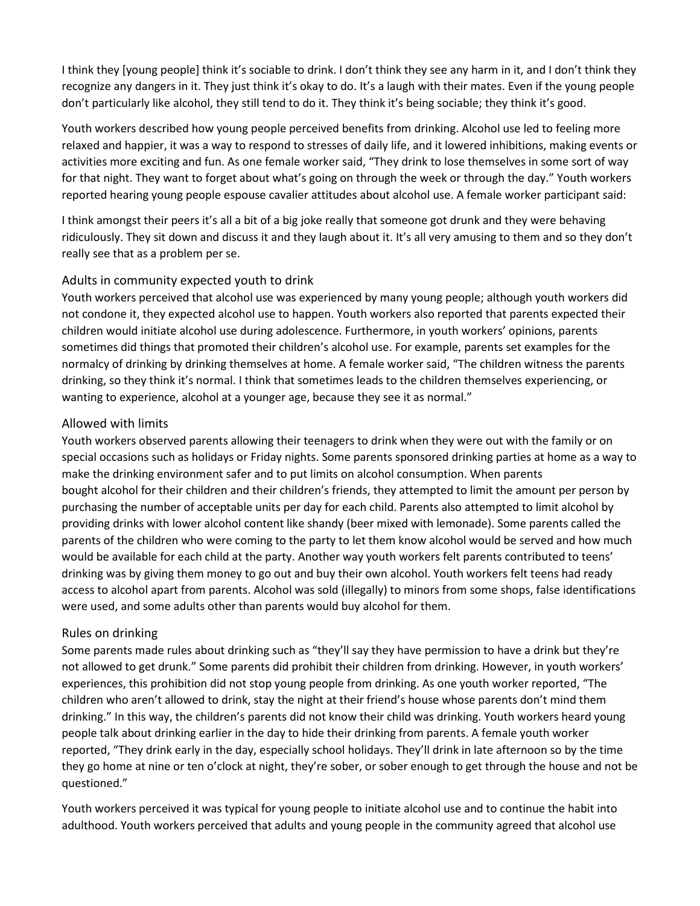I think they [young people] think it's sociable to drink. I don't think they see any harm in it, and I don't think they recognize any dangers in it. They just think it's okay to do. It's a laugh with their mates. Even if the young people don't particularly like alcohol, they still tend to do it. They think it's being sociable; they think it's good.

Youth workers described how young people perceived benefits from drinking. Alcohol use led to feeling more relaxed and happier, it was a way to respond to stresses of daily life, and it lowered inhibitions, making events or activities more exciting and fun. As one female worker said, "They drink to lose themselves in some sort of way for that night. They want to forget about what's going on through the week or through the day." Youth workers reported hearing young people espouse cavalier attitudes about alcohol use. A female worker participant said:

I think amongst their peers it's all a bit of a big joke really that someone got drunk and they were behaving ridiculously. They sit down and discuss it and they laugh about it. It's all very amusing to them and so they don't really see that as a problem per se.

### Adults in community expected youth to drink

Youth workers perceived that alcohol use was experienced by many young people; although youth workers did not condone it, they expected alcohol use to happen. Youth workers also reported that parents expected their children would initiate alcohol use during adolescence. Furthermore, in youth workers' opinions, parents sometimes did things that promoted their children's alcohol use. For example, parents set examples for the normalcy of drinking by drinking themselves at home. A female worker said, "The children witness the parents drinking, so they think it's normal. I think that sometimes leads to the children themselves experiencing, or wanting to experience, alcohol at a younger age, because they see it as normal."

### Allowed with limits

Youth workers observed parents allowing their teenagers to drink when they were out with the family or on special occasions such as holidays or Friday nights. Some parents sponsored drinking parties at home as a way to make the drinking environment safer and to put limits on alcohol consumption. When parents bought alcohol for their children and their children's friends, they attempted to limit the amount per person by purchasing the number of acceptable units per day for each child. Parents also attempted to limit alcohol by providing drinks with lower alcohol content like shandy (beer mixed with lemonade). Some parents called the parents of the children who were coming to the party to let them know alcohol would be served and how much would be available for each child at the party. Another way youth workers felt parents contributed to teens' drinking was by giving them money to go out and buy their own alcohol. Youth workers felt teens had ready access to alcohol apart from parents. Alcohol was sold (illegally) to minors from some shops, false identifications were used, and some adults other than parents would buy alcohol for them.

### Rules on drinking

Some parents made rules about drinking such as "they'll say they have permission to have a drink but they're not allowed to get drunk." Some parents did prohibit their children from drinking. However, in youth workers' experiences, this prohibition did not stop young people from drinking. As one youth worker reported, "The children who aren't allowed to drink, stay the night at their friend's house whose parents don't mind them drinking." In this way, the children's parents did not know their child was drinking. Youth workers heard young people talk about drinking earlier in the day to hide their drinking from parents. A female youth worker reported, "They drink early in the day, especially school holidays. They'll drink in late afternoon so by the time they go home at nine or ten o'clock at night, they're sober, or sober enough to get through the house and not be questioned."

Youth workers perceived it was typical for young people to initiate alcohol use and to continue the habit into adulthood. Youth workers perceived that adults and young people in the community agreed that alcohol use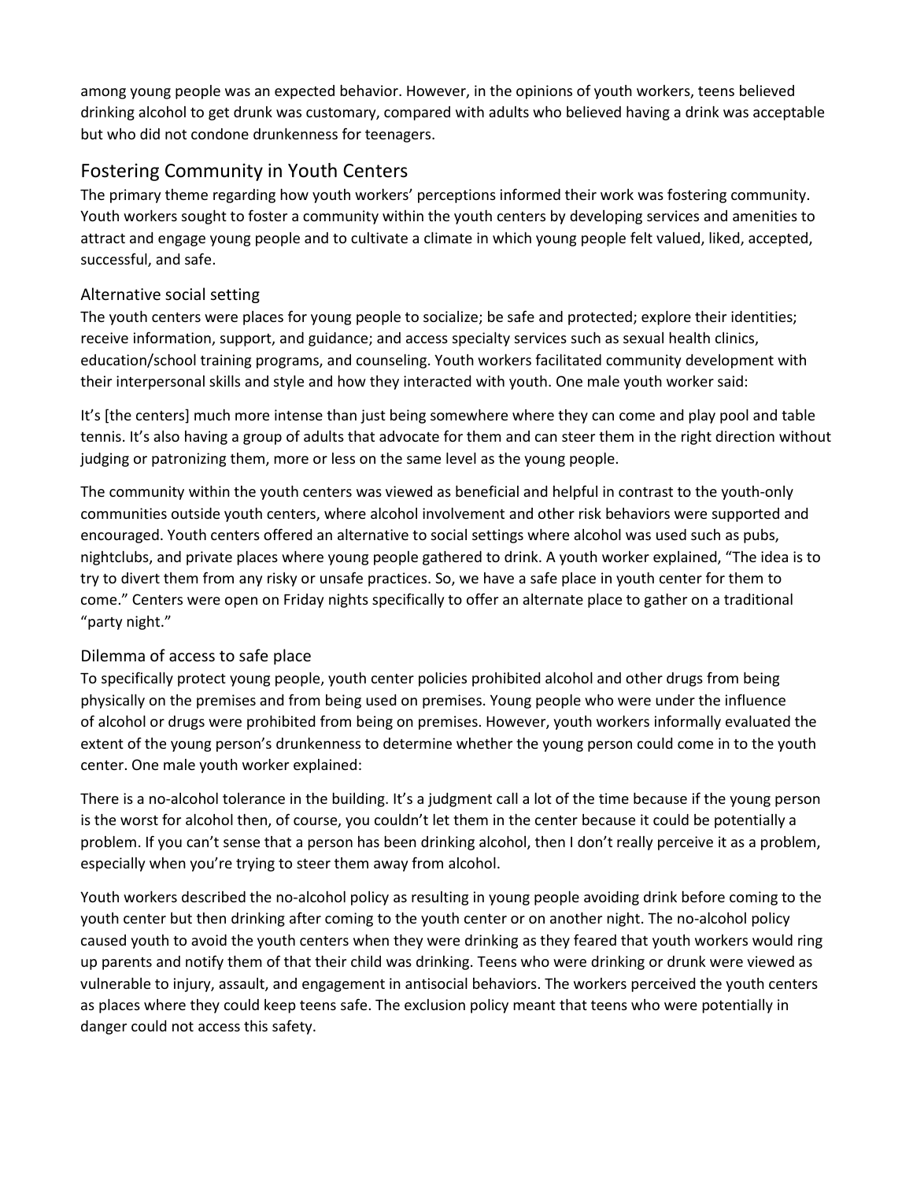among young people was an expected behavior. However, in the opinions of youth workers, teens believed drinking alcohol to get drunk was customary, compared with adults who believed having a drink was acceptable but who did not condone drunkenness for teenagers.

## Fostering Community in Youth Centers

The primary theme regarding how youth workers' perceptions informed their work was fostering community. Youth workers sought to foster a community within the youth centers by developing services and amenities to attract and engage young people and to cultivate a climate in which young people felt valued, liked, accepted, successful, and safe.

### Alternative social setting

The youth centers were places for young people to socialize; be safe and protected; explore their identities; receive information, support, and guidance; and access specialty services such as sexual health clinics, education/school training programs, and counseling. Youth workers facilitated community development with their interpersonal skills and style and how they interacted with youth. One male youth worker said:

It's [the centers] much more intense than just being somewhere where they can come and play pool and table tennis. It's also having a group of adults that advocate for them and can steer them in the right direction without judging or patronizing them, more or less on the same level as the young people.

The community within the youth centers was viewed as beneficial and helpful in contrast to the youth-only communities outside youth centers, where alcohol involvement and other risk behaviors were supported and encouraged. Youth centers offered an alternative to social settings where alcohol was used such as pubs, nightclubs, and private places where young people gathered to drink. A youth worker explained, "The idea is to try to divert them from any risky or unsafe practices. So, we have a safe place in youth center for them to come." Centers were open on Friday nights specifically to offer an alternate place to gather on a traditional "party night."

### Dilemma of access to safe place

To specifically protect young people, youth center policies prohibited alcohol and other drugs from being physically on the premises and from being used on premises. Young people who were under the influence of alcohol or drugs were prohibited from being on premises. However, youth workers informally evaluated the extent of the young person's drunkenness to determine whether the young person could come in to the youth center. One male youth worker explained:

There is a no-alcohol tolerance in the building. It's a judgment call a lot of the time because if the young person is the worst for alcohol then, of course, you couldn't let them in the center because it could be potentially a problem. If you can't sense that a person has been drinking alcohol, then I don't really perceive it as a problem, especially when you're trying to steer them away from alcohol.

Youth workers described the no-alcohol policy as resulting in young people avoiding drink before coming to the youth center but then drinking after coming to the youth center or on another night. The no-alcohol policy caused youth to avoid the youth centers when they were drinking as they feared that youth workers would ring up parents and notify them of that their child was drinking. Teens who were drinking or drunk were viewed as vulnerable to injury, assault, and engagement in antisocial behaviors. The workers perceived the youth centers as places where they could keep teens safe. The exclusion policy meant that teens who were potentially in danger could not access this safety.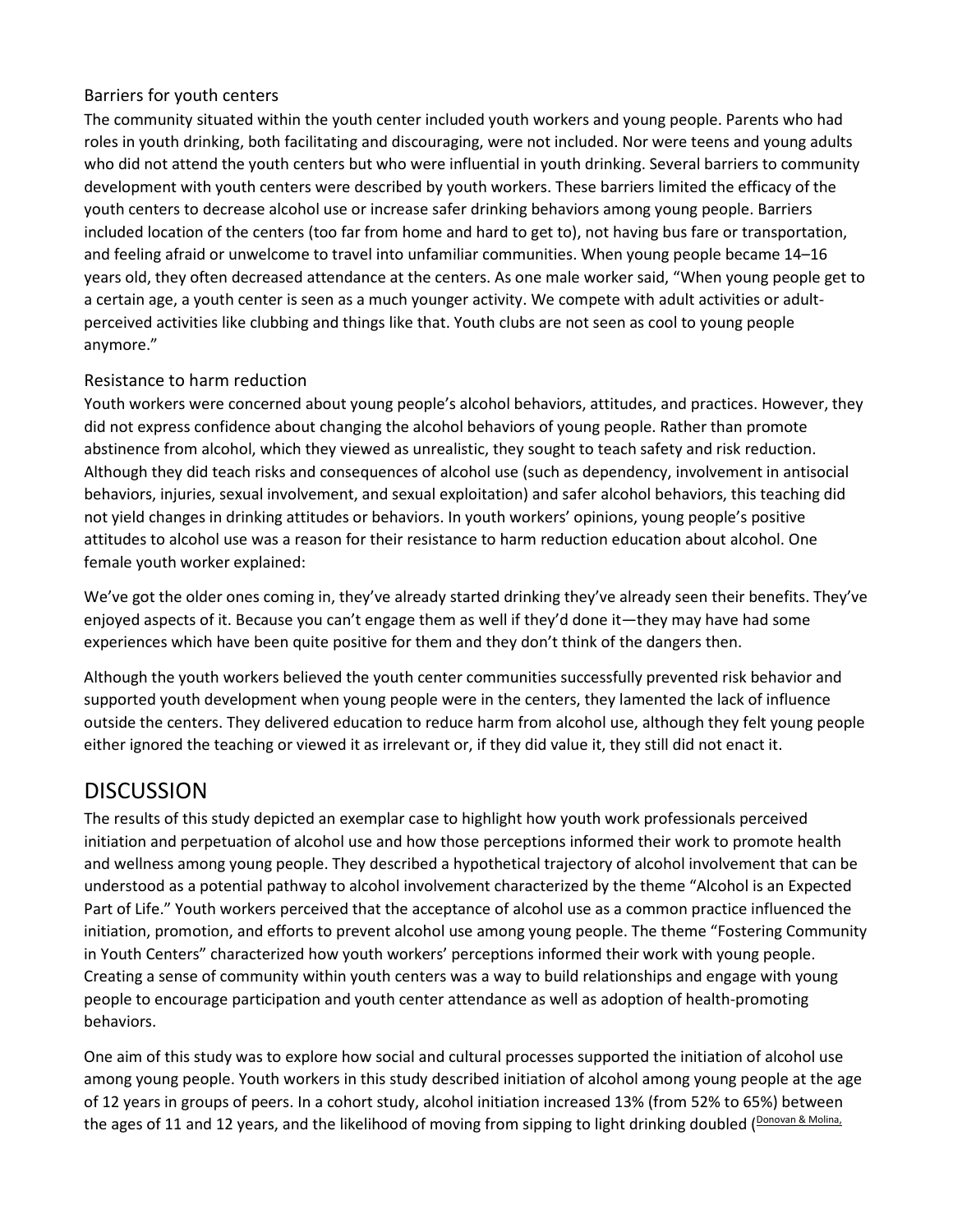### Barriers for youth centers

The community situated within the youth center included youth workers and young people. Parents who had roles in youth drinking, both facilitating and discouraging, were not included. Nor were teens and young adults who did not attend the youth centers but who were influential in youth drinking. Several barriers to community development with youth centers were described by youth workers. These barriers limited the efficacy of the youth centers to decrease alcohol use or increase safer drinking behaviors among young people. Barriers included location of the centers (too far from home and hard to get to), not having bus fare or transportation, and feeling afraid or unwelcome to travel into unfamiliar communities. When young people became 14–16 years old, they often decreased attendance at the centers. As one male worker said, "When young people get to a certain age, a youth center is seen as a much younger activity. We compete with adult activities or adult-perceived activities like clubbing and things like that. Youth clubs are not seen as cool to young people anymore."

### Resistance to harm reduction

Youth workers were concerned about young people's alcohol behaviors, attitudes, and practices. However, they did not express confidence about changing the alcohol behaviors of young people. Rather than promote abstinence from alcohol, which they viewed as unrealistic, they sought to teach safety and risk reduction. Although they did teach risks and consequences of alcohol use (such as dependency, involvement in antisocial behaviors, injuries, sexual involvement, and sexual exploitation) and safer alcohol behaviors, this teaching did not yield changes in drinking attitudes or behaviors. In youth workers' opinions, young people's positive attitudes to alcohol use was a reason for their resistance to harm reduction education about alcohol. One female youth worker explained:

We've got the older ones coming in, they've already started drinking they've already seen their benefits. They've enjoyed aspects of it. Because you can't engage them as well if they'd done it—they may have had some experiences which have been quite positive for them and they don't think of the dangers then.

Although the youth workers believed the youth center communities successfully prevented risk behavior and supported youth development when young people were in the centers, they lamented the lack of influence outside the centers. They delivered education to reduce harm from alcohol use, although they felt young people either ignored the teaching or viewed it as irrelevant or, if they did value it, they still did not enact it.

## DISCUSSION

The results of this study depicted an exemplar case to highlight how youth work professionals perceived initiation and perpetuation of alcohol use and how those perceptions informed their work to promote health and wellness among young people. They described a hypothetical trajectory of alcohol involvement that can be understood as a potential pathway to alcohol involvement characterized by the theme "Alcohol is an Expected Part of Life." Youth workers perceived that the acceptance of alcohol use as a common practice influenced the initiation, promotion, and efforts to prevent alcohol use among young people. The theme "Fostering Community in Youth Centers" characterized how youth workers' perceptions informed their work with young people. Creating a sense of community within youth centers was a way to build relationships and engage with young people to encourage participation and youth center attendance as well as adoption of health-promoting behaviors.

One aim of this study was to explore how social and cultural processes supported the initiation of alcohol use among young people. Youth workers in this study described initiation of alcohol among young people at the age of 12 years in groups of peers. In a cohort study, alcohol initiation increased 13% (from 52% to 65%) between the ages of 11 and 12 years, and the likelihood of moving from sipping to light drinking doubled (Donovan & Molina,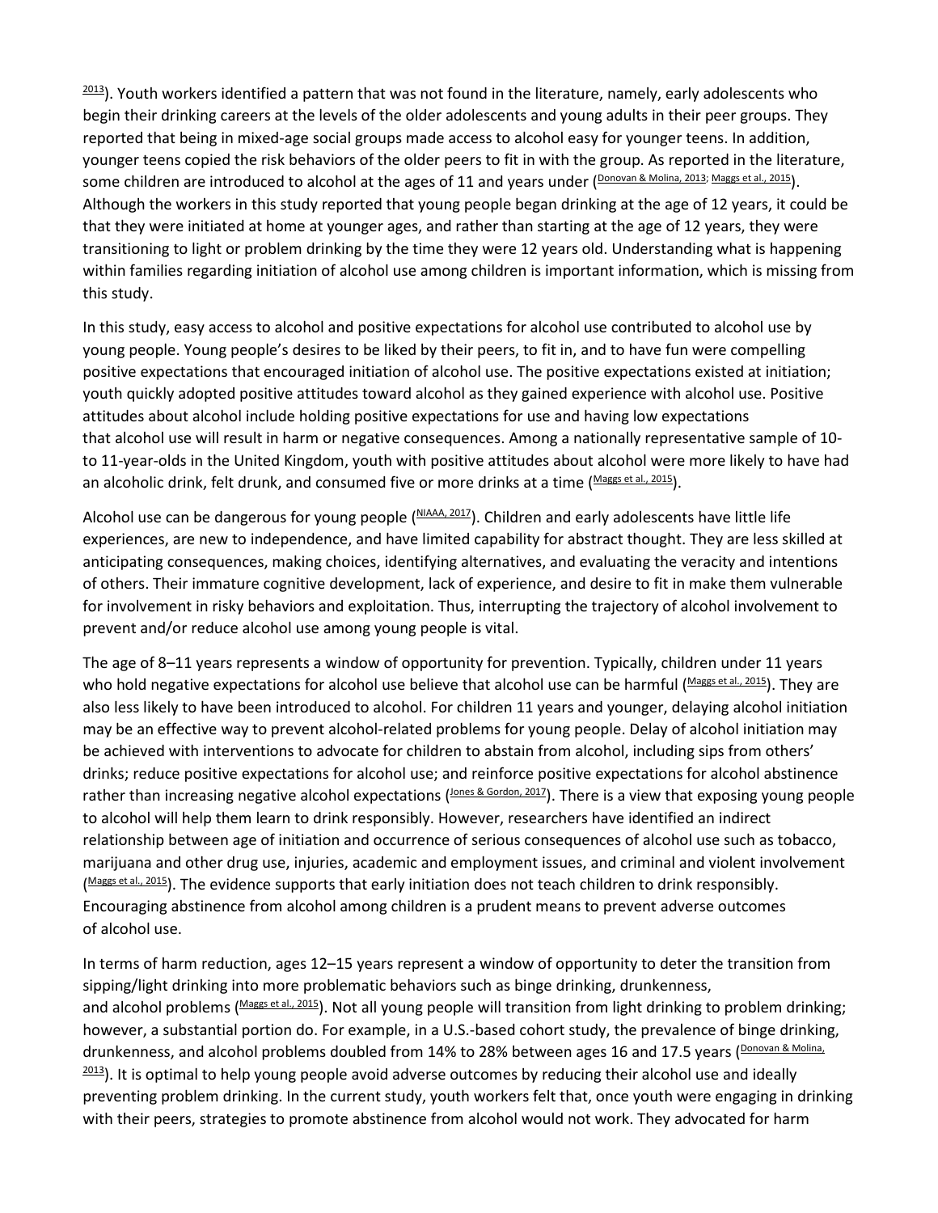2013). Youth workers identified a pattern that was not found in the literature, namely, early adolescents who begin their drinking careers at the levels of the older adolescents and young adults in their peer groups. They reported that being in mixed-age social groups made access to alcohol easy for younger teens. In addition, younger teens copied the risk behaviors of the older peers to fit in with the group. As reported in the literature, some children are introduced to alcohol at the ages of 11 and years under (Donovan & Molina, 2013; Maggs et al., 2015). Although the workers in this study reported that young people began drinking at the age of 12 years, it could be that they were initiated at home at younger ages, and rather than starting at the age of 12 years, they were transitioning to light or problem drinking by the time they were 12 years old. Understanding what is happening within families regarding initiation of alcohol use among children is important information, which is missing from this study.

In this study, easy access to alcohol and positive expectations for alcohol use contributed to alcohol use by young people. Young people's desires to be liked by their peers, to fit in, and to have fun were compelling positive expectations that encouraged initiation of alcohol use. The positive expectations existed at initiation; youth quickly adopted positive attitudes toward alcohol as they gained experience with alcohol use. Positive attitudes about alcohol include holding positive expectations for use and having low expectations that alcohol use will result in harm or negative consequences. Among a nationally representative sample of 10- to 11-year-olds in the United Kingdom, youth with positive attitudes about alcohol were more likely to have had an alcoholic drink, felt drunk, and consumed five or more drinks at a time (Maggs et al., 2015).

Alcohol use can be dangerous for young people (NIAAA, 2017). Children and early adolescents have little life experiences, are new to independence, and have limited capability for abstract thought. They are less skilled at anticipating consequences, making choices, identifying alternatives, and evaluating the veracity and intentions of others. Their immature cognitive development, lack of experience, and desire to fit in make them vulnerable for involvement in risky behaviors and exploitation. Thus, interrupting the trajectory of alcohol involvement to prevent and/or reduce alcohol use among young people is vital.

The age of 8–11 years represents a window of opportunity for prevention. Typically, children under 11 years who hold negative expectations for alcohol use believe that alcohol use can be harmful (Maggs et al., 2015). They are also less likely to have been introduced to alcohol. For children 11 years and younger, delaying alcohol initiation may be an effective way to prevent alcohol-related problems for young people. Delay of alcohol initiation may be achieved with interventions to advocate for children to abstain from alcohol, including sips from others' drinks; reduce positive expectations for alcohol use; and reinforce positive expectations for alcohol abstinence rather than increasing negative alcohol expectations (Jones & Gordon, 2017). There is a view that exposing young people to alcohol will help them learn to drink responsibly. However, researchers have identified an indirect relationship between age of initiation and occurrence of serious consequences of alcohol use such as tobacco, marijuana and other drug use, injuries, academic and employment issues, and criminal and violent involvement (Maggs et al., 2015). The evidence supports that early initiation does not teach children to drink responsibly. Encouraging abstinence from alcohol among children is a prudent means to prevent adverse outcomes of alcohol use.

In terms of harm reduction, ages 12–15 years represent a window of opportunity to deter the transition from sipping/light drinking into more problematic behaviors such as binge drinking, drunkenness, and alcohol problems (Maggs et al., 2015). Not all young people will transition from light drinking to problem drinking; however, a substantial portion do. For example, in a U.S.-based cohort study, the prevalence of binge drinking, drunkenness, and alcohol problems doubled from 14% to 28% between ages 16 and 17.5 years (Donovan & Molina, 2013). It is optimal to help young people avoid adverse outcomes by reducing their alcohol use and ideally preventing problem drinking. In the current study, youth workers felt that, once youth were engaging in drinking with their peers, strategies to promote abstinence from alcohol would not work. They advocated for harm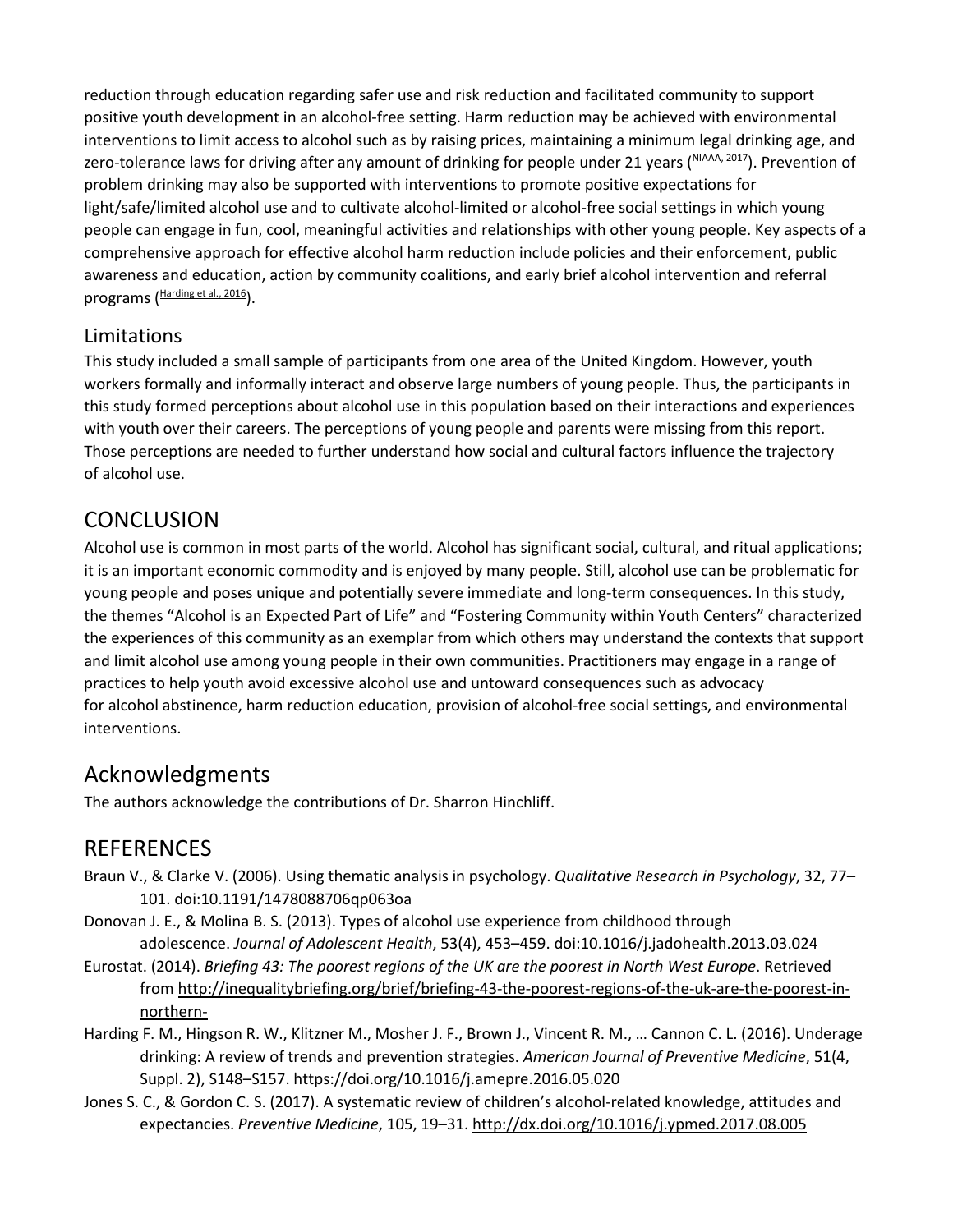reduction through education regarding safer use and risk reduction and facilitated community to support positive youth development in an alcohol-free setting. Harm reduction may be achieved with environmental interventions to limit access to alcohol such as by raising prices, maintaining a minimum legal drinking age, and zero-tolerance laws for driving after any amount of drinking for people under 21 years (NIAAA, 2017). Prevention of problem drinking may also be supported with interventions to promote positive expectations for light/safe/limited alcohol use and to cultivate alcohol-limited or alcohol-free social settings in which young people can engage in fun, cool, meaningful activities and relationships with other young people. Key aspects of a comprehensive approach for effective alcohol harm reduction include policies and their enforcement, public awareness and education, action by community coalitions, and early brief alcohol intervention and referral programs (Harding et al., 2016).

## Limitations

This study included a small sample of participants from one area of the United Kingdom. However, youth workers formally and informally interact and observe large numbers of young people. Thus, the participants in this study formed perceptions about alcohol use in this population based on their interactions and experiences with youth over their careers. The perceptions of young people and parents were missing from this report. Those perceptions are needed to further understand how social and cultural factors influence the trajectory of alcohol use.

# CONCLUSION

Alcohol use is common in most parts of the world. Alcohol has significant social, cultural, and ritual applications; it is an important economic commodity and is enjoyed by many people. Still, alcohol use can be problematic for young people and poses unique and potentially severe immediate and long-term consequences. In this study, the themes "Alcohol is an Expected Part of Life" and "Fostering Community within Youth Centers" characterized the experiences of this community as an exemplar from which others may understand the contexts that support and limit alcohol use among young people in their own communities. Practitioners may engage in a range of practices to help youth avoid excessive alcohol use and untoward consequences such as advocacy for alcohol abstinence, harm reduction education, provision of alcohol-free social settings, and environmental interventions.

## Acknowledgments

The authors acknowledge the contributions of Dr. Sharron Hinchliff.

# REFERENCES

Braun V., & Clarke V. (2006). Using thematic analysis in psychology. *Qualitative Research in Psychology*, 32, 77–101. doi:10.1191/1478088706qp063oa

Donovan J. E., & Molina B. S. (2013). Types of alcohol use experience from childhood through adolescence. *Journal of Adolescent Health*, 53(4), 453–459. doi:10.1016/j.jadohealth.2013.03.024

Eurostat. (2014). *Briefing 43: The poorest regions of the UK are the poorest in North West Europe*. Retrieved from http://inequalitybriefing.org/brief/briefing-43-the-poorest-regions-of-the-uk-are-the-poorest-in-northern-

Harding F. M., Hingson R. W., Klitzner M., Mosher J. F., Brown J., Vincent R. M., … Cannon C. L. (2016). Underage drinking: A review of trends and prevention strategies. *American Journal of Preventive Medicine*, 51(4, Suppl. 2), S148–S157. https://doi.org/10.1016/j.amepre.2016.05.020

Jones S. C., & Gordon C. S. (2017). A systematic review of children's alcohol-related knowledge, attitudes and expectancies. *Preventive Medicine*, 105, 19–31. http://dx.doi.org/10.1016/j.ypmed.2017.08.005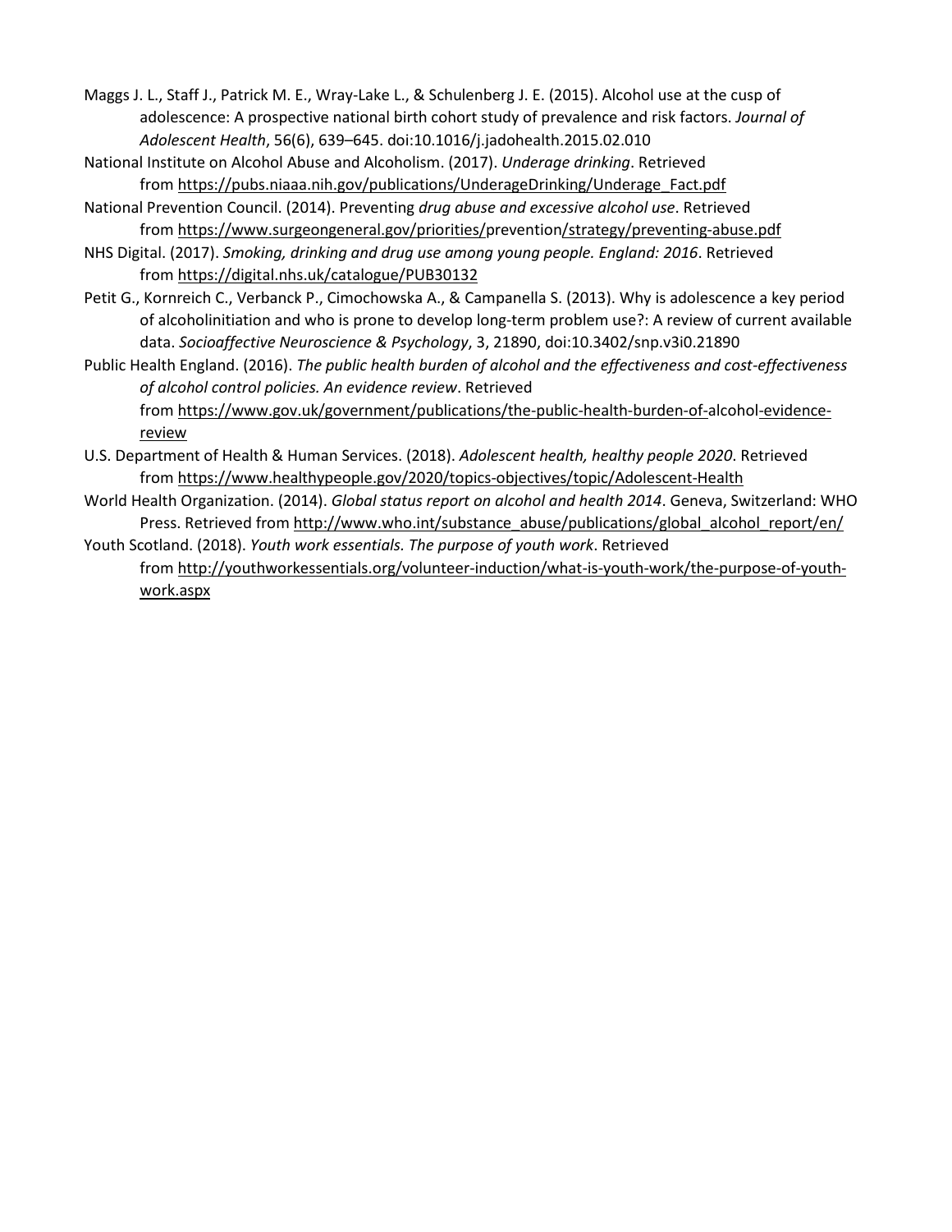Maggs J. L., Staff J., Patrick M. E., Wray-Lake L., & Schulenberg J. E. (2015). Alcohol use at the cusp of adolescence: A prospective national birth cohort study of prevalence and risk factors. *Journal of Adolescent Health*, 56(6), 639–645. doi:10.1016/j.jadohealth.2015.02.010

National Institute on Alcohol Abuse and Alcoholism. (2017). *Underage drinking*. Retrieved from https://pubs.niaaa.nih.gov/publications/UnderageDrinking/Underage_Fact.pdf

National Prevention Council. (2014). Preventing *drug abuse and excessive alcohol use*. Retrieved from https://www.surgeongeneral.gov/priorities/prevention/strategy/preventing-abuse.pdf

NHS Digital. (2017). *Smoking, drinking and drug use among young people. England: 2016*. Retrieved from https://digital.nhs.uk/catalogue/PUB30132

Petit G., Kornreich C., Verbanck P., Cimochowska A., & Campanella S. (2013). Why is adolescence a key period of alcoholinitiation and who is prone to develop long-term problem use?: A review of current available data. *Socioaffective Neuroscience & Psychology*, 3, 21890, doi:10.3402/snp.v3i0.21890

Public Health England. (2016). *The public health burden of alcohol and the effectiveness and cost-effectiveness of alcohol control policies. An evidence review*. Retrieved from https://www.gov.uk/government/publications/the-public-health-burden-of-alcohol-evidence-review

U.S. Department of Health & Human Services. (2018). *Adolescent health, healthy people 2020*. Retrieved from https://www.healthypeople.gov/2020/topics-objectives/topic/Adolescent-Health

World Health Organization. (2014). *Global status report on alcohol and health 2014*. Geneva, Switzerland: WHO Press. Retrieved from http://www.who.int/substance_abuse/publications/global_alcohol_report/en/

Youth Scotland. (2018). *Youth work essentials. The purpose of youth work*. Retrieved from http://youthworkessentials.org/volunteer-induction/what-is-youth-work/the-purpose-of-youth-work.aspx